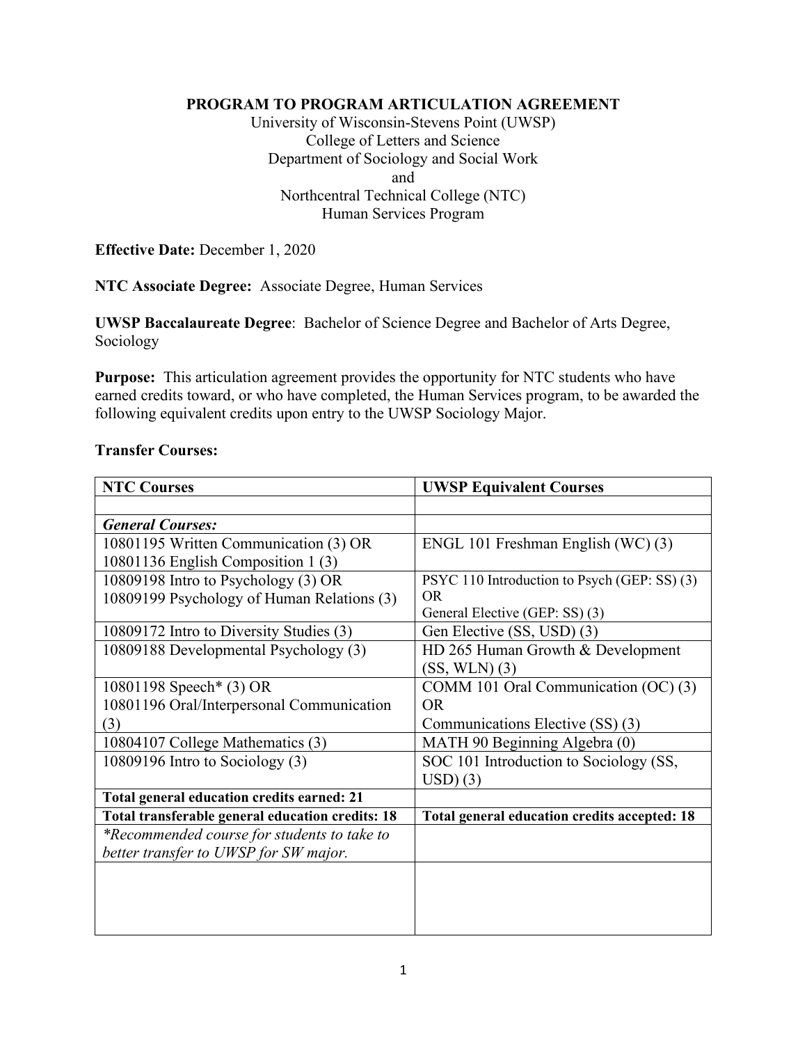**PROGRAM TO PROGRAM ARTICULATION AGREEMENT**

University of Wisconsin-Stevens Point (UWSP)
College of Letters and Science
Department of Sociology and Social Work
and
Northcentral Technical College (NTC)
Human Services Program

**Effective Date:** December 1, 2020

**NTC Associate Degree:** Associate Degree, Human Services

**UWSP Baccalaureate Degree**: Bachelor of Science Degree and Bachelor of Arts Degree, Sociology

**Purpose:** This articulation agreement provides the opportunity for NTC students who have earned credits toward, or who have completed, the Human Services program, to be awarded the following equivalent credits upon entry to the UWSP Sociology Major.

**Transfer Courses:**

| NTC Courses | UWSP Equivalent Courses |
|---|---|
| | |
| ***General Courses:*** | |
| 10801195 Written Communication (3) OR 10801136 English Composition 1 (3) | ENGL 101 Freshman English (WC) (3) |
| 10809198 Intro to Psychology (3) OR 10809199 Psychology of Human Relations (3) | PSYC 110 Introduction to Psych (GEP: SS) (3) OR General Elective (GEP: SS) (3) |
| 10809172 Intro to Diversity Studies (3) | Gen Elective (SS, USD) (3) |
| 10809188 Developmental Psychology (3) | HD 265 Human Growth & Development (SS, WLN) (3) |
| 10801198 Speech* (3) OR 10801196 Oral/Interpersonal Communication (3) | COMM 101 Oral Communication (OC) (3) OR Communications Elective (SS) (3) |
| 10804107 College Mathematics (3) | MATH 90 Beginning Algebra (0) |
| 10809196 Intro to Sociology (3) | SOC 101 Introduction to Sociology (SS, USD) (3) |
| **Total general education credits earned: 21** | |
| **Total transferable general education credits: 18** | **Total general education credits accepted: 18** |
| *\*Recommended course for students to take to better transfer to UWSP for SW major.* | |
| | |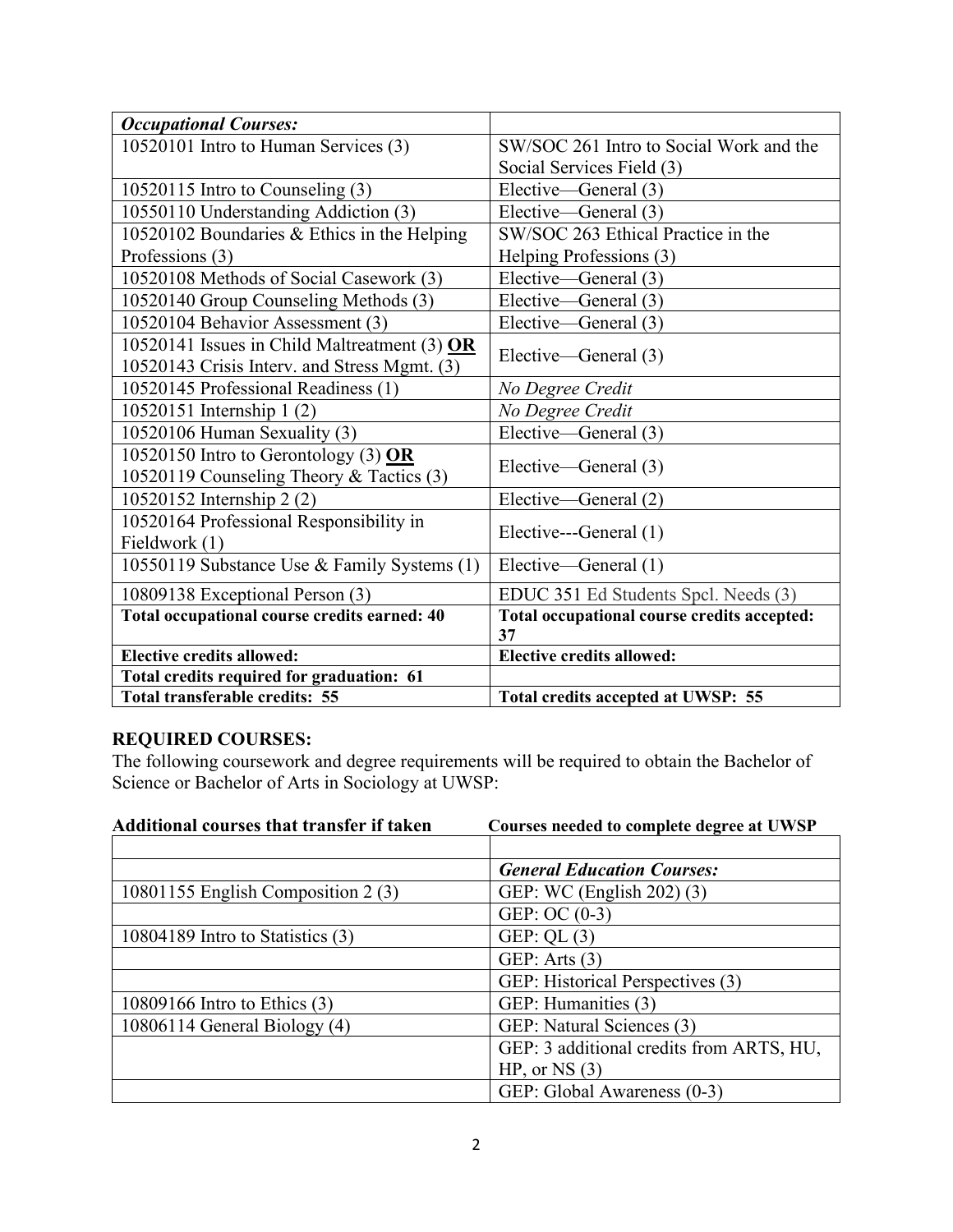| *Occupational Courses:* | |
|---|---|
| 10520101 Intro to Human Services (3) | SW/SOC 261 Intro to Social Work and the Social Services Field (3) |
| 10520115 Intro to Counseling (3) | Elective—General (3) |
| 10550110 Understanding Addiction (3) | Elective—General (3) |
| 10520102 Boundaries & Ethics in the Helping Professions (3) | SW/SOC 263 Ethical Practice in the Helping Professions (3) |
| 10520108 Methods of Social Casework (3) | Elective—General (3) |
| 10520140 Group Counseling Methods (3) | Elective—General (3) |
| 10520104 Behavior Assessment (3) | Elective—General (3) |
| 10520141 Issues in Child Maltreatment (3) **OR** 10520143 Crisis Interv. and Stress Mgmt. (3) | Elective—General (3) |
| 10520145 Professional Readiness (1) | *No Degree Credit* |
| 10520151 Internship 1 (2) | *No Degree Credit* |
| 10520106 Human Sexuality (3) | Elective—General (3) |
| 10520150 Intro to Gerontology (3) **OR** 10520119 Counseling Theory & Tactics (3) | Elective—General (3) |
| 10520152 Internship 2 (2) | Elective—General (2) |
| 10520164 Professional Responsibility in Fieldwork (1) | Elective---General (1) |
| 10550119 Substance Use & Family Systems (1) | Elective—General (1) |
| 10809138 Exceptional Person (3) | EDUC 351 Ed Students Spcl. Needs (3) |
| **Total occupational course credits earned: 40** | **Total occupational course credits accepted: 37** |
| **Elective credits allowed:** | **Elective credits allowed:** |
| **Total credits required for graduation: 61** | |
| **Total transferable credits: 55** | **Total credits accepted at UWSP: 55** |

## REQUIRED COURSES:

The following coursework and degree requirements will be required to obtain the Bachelor of Science or Bachelor of Arts in Sociology at UWSP:

| Additional courses that transfer if taken | Courses needed to complete degree at UWSP |
|---|---|
| | |
| | *General Education Courses:* |
| 10801155 English Composition 2 (3) | GEP: WC (English 202) (3) |
| | GEP: OC (0-3) |
| 10804189 Intro to Statistics (3) | GEP: QL (3) |
| | GEP: Arts (3) |
| | GEP: Historical Perspectives (3) |
| 10809166 Intro to Ethics (3) | GEP: Humanities (3) |
| 10806114 General Biology (4) | GEP: Natural Sciences (3) |
| | GEP: 3 additional credits from ARTS, HU, HP, or NS (3) |
| | GEP: Global Awareness (0-3) |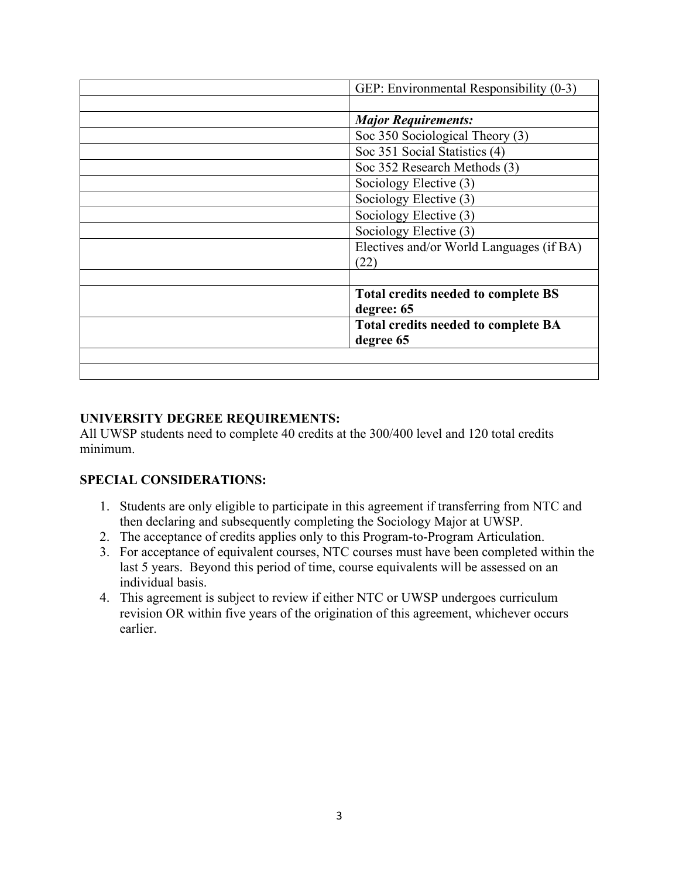| | |
|---|---|
| | GEP: Environmental Responsibility (0-3) |
| | |
| | ***Major Requirements:*** |
| | Soc 350 Sociological Theory (3) |
| | Soc 351 Social Statistics (4) |
| | Soc 352 Research Methods (3) |
| | Sociology Elective (3) |
| | Sociology Elective (3) |
| | Sociology Elective (3) |
| | Sociology Elective (3) |
| | Electives and/or World Languages (if BA) (22) |
| | |
| | **Total credits needed to complete BS degree: 65** |
| | **Total credits needed to complete BA degree 65** |
| | |
| | |

**UNIVERSITY DEGREE REQUIREMENTS:**

All UWSP students need to complete 40 credits at the 300/400 level and 120 total credits minimum.

**SPECIAL CONSIDERATIONS:**

1. Students are only eligible to participate in this agreement if transferring from NTC and then declaring and subsequently completing the Sociology Major at UWSP.
2. The acceptance of credits applies only to this Program-to-Program Articulation.
3. For acceptance of equivalent courses, NTC courses must have been completed within the last 5 years. Beyond this period of time, course equivalents will be assessed on an individual basis.
4. This agreement is subject to review if either NTC or UWSP undergoes curriculum revision OR within five years of the origination of this agreement, whichever occurs earlier.